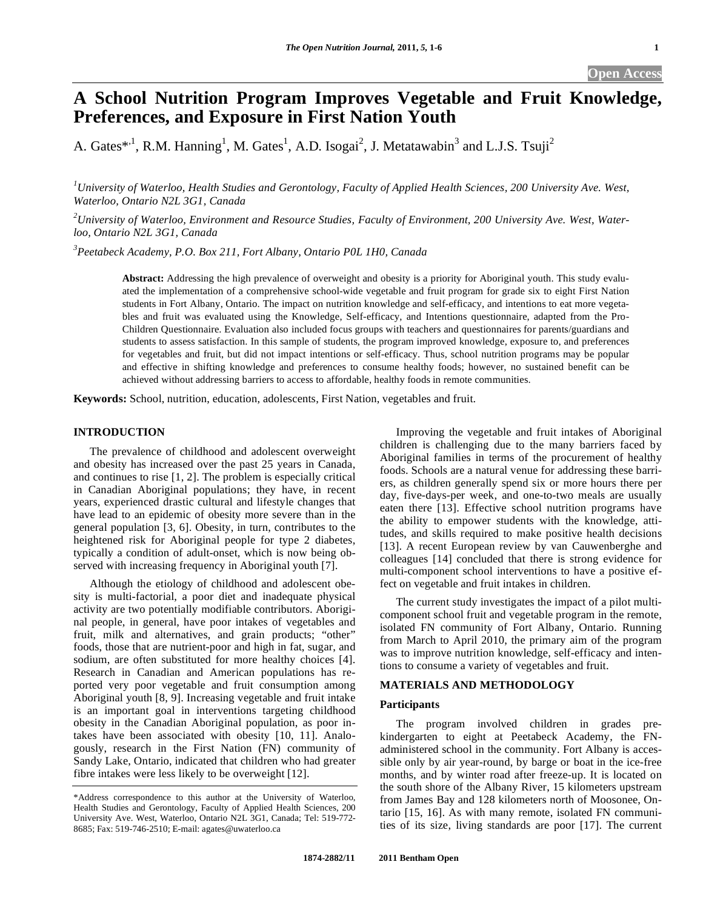# A School Nutrition Program Improves Vegetable and Fruit Knowledge, Preferences, and Exposure in First Nation Youth

A. Gates*[,1], R.M. Hanning[1], M. Gates[1], A.D. Isogai[2], J. Metatawabin[3] and L.J.S. Tsuji[2]

[1]*University of Waterloo, Health Studies and Gerontology, Faculty of Applied Health Sciences, 200 University Ave. West, Waterloo, Ontario N2L 3G1, Canada*

[2]*University of Waterloo, Environment and Resource Studies, Faculty of Environment, 200 University Ave. West, Waterloo, Ontario N2L 3G1, Canada*

[3]*Peetabeck Academy, P.O. Box 211, Fort Albany, Ontario P0L 1H0, Canada*

**Abstract:** Addressing the high prevalence of overweight and obesity is a priority for Aboriginal youth. This study evaluated the implementation of a comprehensive school-wide vegetable and fruit program for grade six to eight First Nation students in Fort Albany, Ontario. The impact on nutrition knowledge and self-efficacy, and intentions to eat more vegetables and fruit was evaluated using the Knowledge, Self-efficacy, and Intentions questionnaire, adapted from the Pro-Children Questionnaire. Evaluation also included focus groups with teachers and questionnaires for parents/guardians and students to assess satisfaction. In this sample of students, the program improved knowledge, exposure to, and preferences for vegetables and fruit, but did not impact intentions or self-efficacy. Thus, school nutrition programs may be popular and effective in shifting knowledge and preferences to consume healthy foods; however, no sustained benefit can be achieved without addressing barriers to access to affordable, healthy foods in remote communities.

**Keywords:** School, nutrition, education, adolescents, First Nation, vegetables and fruit.

## INTRODUCTION

The prevalence of childhood and adolescent overweight and obesity has increased over the past 25 years in Canada, and continues to rise [1, 2]. The problem is especially critical in Canadian Aboriginal populations; they have, in recent years, experienced drastic cultural and lifestyle changes that have lead to an epidemic of obesity more severe than in the general population [3, 6]. Obesity, in turn, contributes to the heightened risk for Aboriginal people for type 2 diabetes, typically a condition of adult-onset, which is now being observed with increasing frequency in Aboriginal youth [7].

Although the etiology of childhood and adolescent obesity is multi-factorial, a poor diet and inadequate physical activity are two potentially modifiable contributors. Aboriginal people, in general, have poor intakes of vegetables and fruit, milk and alternatives, and grain products; "other" foods, those that are nutrient-poor and high in fat, sugar, and sodium, are often substituted for more healthy choices [4]. Research in Canadian and American populations has reported very poor vegetable and fruit consumption among Aboriginal youth [8, 9]. Increasing vegetable and fruit intake is an important goal in interventions targeting childhood obesity in the Canadian Aboriginal population, as poor intakes have been associated with obesity [10, 11]. Analogously, research in the First Nation (FN) community of Sandy Lake, Ontario, indicated that children who had greater fibre intakes were less likely to be overweight [12].

Improving the vegetable and fruit intakes of Aboriginal children is challenging due to the many barriers faced by Aboriginal families in terms of the procurement of healthy foods. Schools are a natural venue for addressing these barriers, as children generally spend six or more hours there per day, five-days-per week, and one-to-two meals are usually eaten there [13]. Effective school nutrition programs have the ability to empower students with the knowledge, attitudes, and skills required to make positive health decisions [13]. A recent European review by van Cauwenberghe and colleagues [14] concluded that there is strong evidence for multi-component school interventions to have a positive effect on vegetable and fruit intakes in children.

The current study investigates the impact of a pilot multi-component school fruit and vegetable program in the remote, isolated FN community of Fort Albany, Ontario. Running from March to April 2010, the primary aim of the program was to improve nutrition knowledge, self-efficacy and intentions to consume a variety of vegetables and fruit.

## MATERIALS AND METHODOLOGY

### Participants

The program involved children in grades pre-kindergarten to eight at Peetabeck Academy, the FN-administered school in the community. Fort Albany is accessible only by air year-round, by barge or boat in the ice-free months, and by winter road after freeze-up. It is located on the south shore of the Albany River, 15 kilometers upstream from James Bay and 128 kilometers north of Moosonee, Ontario [15, 16]. As with many remote, isolated FN communities of its size, living standards are poor [17]. The current

*Address correspondence to this author at the University of Waterloo, Health Studies and Gerontology, Faculty of Applied Health Sciences, 200 University Ave. West, Waterloo, Ontario N2L 3G1, Canada; Tel: 519-772-8685; Fax: 519-746-2510; E-mail: agates@uwaterloo.ca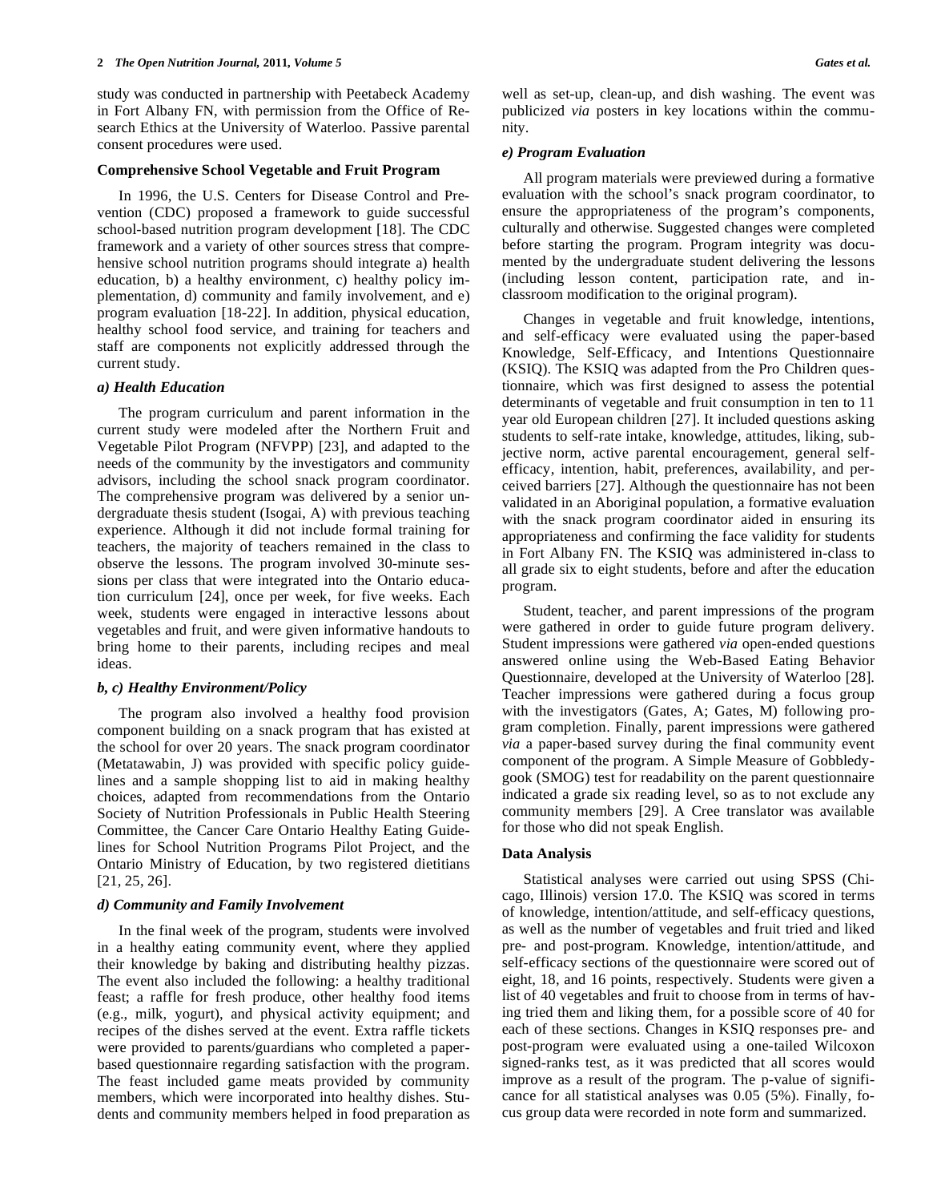study was conducted in partnership with Peetabeck Academy in Fort Albany FN, with permission from the Office of Research Ethics at the University of Waterloo. Passive parental consent procedures were used.

### Comprehensive School Vegetable and Fruit Program

In 1996, the U.S. Centers for Disease Control and Prevention (CDC) proposed a framework to guide successful school-based nutrition program development [18]. The CDC framework and a variety of other sources stress that comprehensive school nutrition programs should integrate a) health education, b) a healthy environment, c) healthy policy implementation, d) community and family involvement, and e) program evaluation [18-22]. In addition, physical education, healthy school food service, and training for teachers and staff are components not explicitly addressed through the current study.

#### *a) Health Education*

The program curriculum and parent information in the current study were modeled after the Northern Fruit and Vegetable Pilot Program (NFVPP) [23], and adapted to the needs of the community by the investigators and community advisors, including the school snack program coordinator. The comprehensive program was delivered by a senior undergraduate thesis student (Isogai, A) with previous teaching experience. Although it did not include formal training for teachers, the majority of teachers remained in the class to observe the lessons. The program involved 30-minute sessions per class that were integrated into the Ontario education curriculum [24], once per week, for five weeks. Each week, students were engaged in interactive lessons about vegetables and fruit, and were given informative handouts to bring home to their parents, including recipes and meal ideas.

#### *b, c) Healthy Environment/Policy*

The program also involved a healthy food provision component building on a snack program that has existed at the school for over 20 years. The snack program coordinator (Metatawabin, J) was provided with specific policy guidelines and a sample shopping list to aid in making healthy choices, adapted from recommendations from the Ontario Society of Nutrition Professionals in Public Health Steering Committee, the Cancer Care Ontario Healthy Eating Guidelines for School Nutrition Programs Pilot Project, and the Ontario Ministry of Education, by two registered dietitians [21, 25, 26].

#### *d) Community and Family Involvement*

In the final week of the program, students were involved in a healthy eating community event, where they applied their knowledge by baking and distributing healthy pizzas. The event also included the following: a healthy traditional feast; a raffle for fresh produce, other healthy food items (e.g., milk, yogurt), and physical activity equipment; and recipes of the dishes served at the event. Extra raffle tickets were provided to parents/guardians who completed a paper-based questionnaire regarding satisfaction with the program. The feast included game meats provided by community members, which were incorporated into healthy dishes. Students and community members helped in food preparation as well as set-up, clean-up, and dish washing. The event was publicized *via* posters in key locations within the community.

#### *e) Program Evaluation*

All program materials were previewed during a formative evaluation with the school's snack program coordinator, to ensure the appropriateness of the program's components, culturally and otherwise. Suggested changes were completed before starting the program. Program integrity was documented by the undergraduate student delivering the lessons (including lesson content, participation rate, and in-classroom modification to the original program).

Changes in vegetable and fruit knowledge, intentions, and self-efficacy were evaluated using the paper-based Knowledge, Self-Efficacy, and Intentions Questionnaire (KSIQ). The KSIQ was adapted from the Pro Children questionnaire, which was first designed to assess the potential determinants of vegetable and fruit consumption in ten to 11 year old European children [27]. It included questions asking students to self-rate intake, knowledge, attitudes, liking, subjective norm, active parental encouragement, general self-efficacy, intention, habit, preferences, availability, and perceived barriers [27]. Although the questionnaire has not been validated in an Aboriginal population, a formative evaluation with the snack program coordinator aided in ensuring its appropriateness and confirming the face validity for students in Fort Albany FN. The KSIQ was administered in-class to all grade six to eight students, before and after the education program.

Student, teacher, and parent impressions of the program were gathered in order to guide future program delivery. Student impressions were gathered *via* open-ended questions answered online using the Web-Based Eating Behavior Questionnaire, developed at the University of Waterloo [28]. Teacher impressions were gathered during a focus group with the investigators (Gates, A; Gates, M) following program completion. Finally, parent impressions were gathered *via* a paper-based survey during the final community event component of the program. A Simple Measure of Gobbledygook (SMOG) test for readability on the parent questionnaire indicated a grade six reading level, so as to not exclude any community members [29]. A Cree translator was available for those who did not speak English.

### Data Analysis

Statistical analyses were carried out using SPSS (Chicago, Illinois) version 17.0. The KSIQ was scored in terms of knowledge, intention/attitude, and self-efficacy questions, as well as the number of vegetables and fruit tried and liked pre- and post-program. Knowledge, intention/attitude, and self-efficacy sections of the questionnaire were scored out of eight, 18, and 16 points, respectively. Students were given a list of 40 vegetables and fruit to choose from in terms of having tried them and liking them, for a possible score of 40 for each of these sections. Changes in KSIQ responses pre- and post-program were evaluated using a one-tailed Wilcoxon signed-ranks test, as it was predicted that all scores would improve as a result of the program. The p-value of significance for all statistical analyses was 0.05 (5%). Finally, focus group data were recorded in note form and summarized.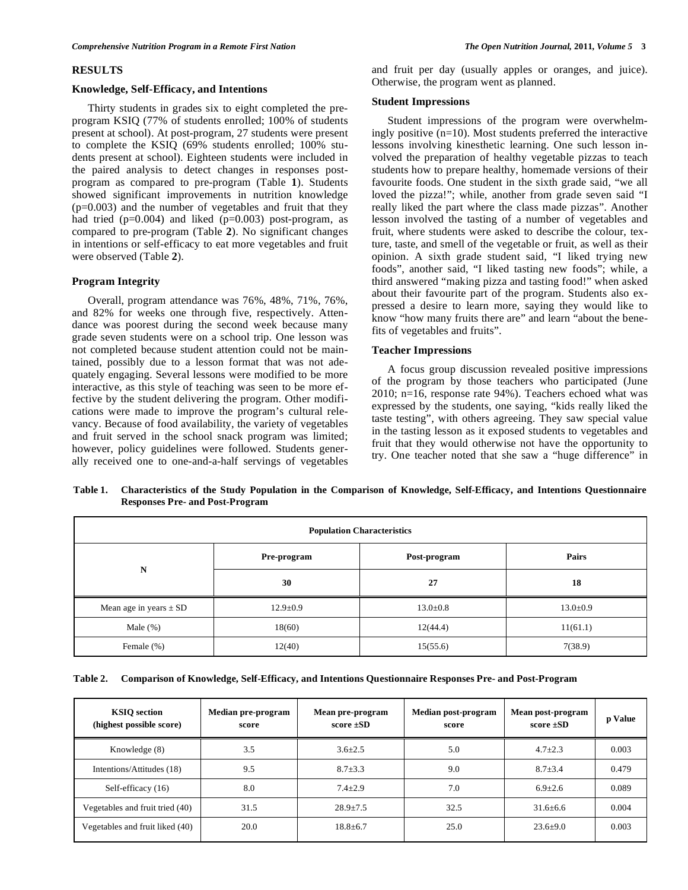## RESULTS

### Knowledge, Self-Efficacy, and Intentions

Thirty students in grades six to eight completed the pre-program KSIQ (77% of students enrolled; 100% of students present at school). At post-program, 27 students were present to complete the KSIQ (69% students enrolled; 100% students present at school). Eighteen students were included in the paired analysis to detect changes in responses post-program as compared to pre-program (Table **1**). Students showed significant improvements in nutrition knowledge (p=0.003) and the number of vegetables and fruit that they had tried (p=0.004) and liked (p=0.003) post-program, as compared to pre-program (Table **2**). No significant changes in intentions or self-efficacy to eat more vegetables and fruit were observed (Table **2**).

### Program Integrity

Overall, program attendance was 76%, 48%, 71%, 76%, and 82% for weeks one through five, respectively. Attendance was poorest during the second week because many grade seven students were on a school trip. One lesson was not completed because student attention could not be maintained, possibly due to a lesson format that was not adequately engaging. Several lessons were modified to be more interactive, as this style of teaching was seen to be more effective by the student delivering the program. Other modifications were made to improve the program's cultural relevancy. Because of food availability, the variety of vegetables and fruit served in the school snack program was limited; however, policy guidelines were followed. Students generally received one to one-and-a-half servings of vegetables and fruit per day (usually apples or oranges, and juice). Otherwise, the program went as planned.

### Student Impressions

Student impressions of the program were overwhelmingly positive (n=10). Most students preferred the interactive lessons involving kinesthetic learning. One such lesson involved the preparation of healthy vegetable pizzas to teach students how to prepare healthy, homemade versions of their favourite foods. One student in the sixth grade said, "we all loved the pizza!"; while, another from grade seven said "I really liked the part where the class made pizzas". Another lesson involved the tasting of a number of vegetables and fruit, where students were asked to describe the colour, texture, taste, and smell of the vegetable or fruit, as well as their opinion. A sixth grade student said, "I liked trying new foods", another said, "I liked tasting new foods"; while, a third answered "making pizza and tasting food!" when asked about their favourite part of the program. Students also expressed a desire to learn more, saying they would like to know "how many fruits there are" and learn "about the benefits of vegetables and fruits".

### Teacher Impressions

A focus group discussion revealed positive impressions of the program by those teachers who participated (June 2010; n=16, response rate 94%). Teachers echoed what was expressed by the students, one saying, "kids really liked the taste testing", with others agreeing. They saw special value in the tasting lesson as it exposed students to vegetables and fruit that they would otherwise not have the opportunity to try. One teacher noted that she saw a "huge difference" in

**Table 1. Characteristics of the Study Population in the Comparison of Knowledge, Self-Efficacy, and Intentions Questionnaire Responses Pre- and Post-Program**

| Population Characteristics | | | |
|---|---|---|---|
| N | Pre-program | Post-program | Pairs |
| | 30 | 27 | 18 |
| Mean age in years ± SD | 12.9±0.9 | 13.0±0.8 | 13.0±0.9 |
| Male (%) | 18(60) | 12(44.4) | 11(61.1) |
| Female (%) | 12(40) | 15(55.6) | 7(38.9) |

**Table 2. Comparison of Knowledge, Self-Efficacy, and Intentions Questionnaire Responses Pre- and Post-Program**

| KSIQ section (highest possible score) | Median pre-program score | Mean pre-program score ±SD | Median post-program score | Mean post-program score ±SD | p Value |
|---|---|---|---|---|---|
| Knowledge (8) | 3.5 | 3.6±2.5 | 5.0 | 4.7±2.3 | 0.003 |
| Intentions/Attitudes (18) | 9.5 | 8.7±3.3 | 9.0 | 8.7±3.4 | 0.479 |
| Self-efficacy (16) | 8.0 | 7.4±2.9 | 7.0 | 6.9±2.6 | 0.089 |
| Vegetables and fruit tried (40) | 31.5 | 28.9±7.5 | 32.5 | 31.6±6.6 | 0.004 |
| Vegetables and fruit liked (40) | 20.0 | 18.8±6.7 | 25.0 | 23.6±9.0 | 0.003 |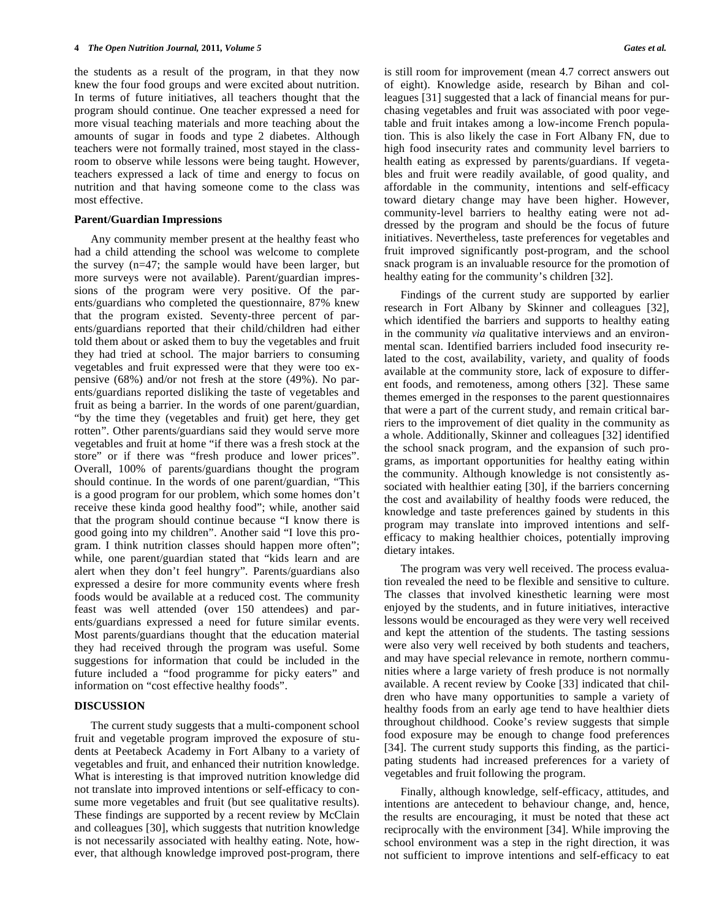the students as a result of the program, in that they now knew the four food groups and were excited about nutrition. In terms of future initiatives, all teachers thought that the program should continue. One teacher expressed a need for more visual teaching materials and more teaching about the amounts of sugar in foods and type 2 diabetes. Although teachers were not formally trained, most stayed in the classroom to observe while lessons were being taught. However, teachers expressed a lack of time and energy to focus on nutrition and that having someone come to the class was most effective.

### Parent/Guardian Impressions

Any community member present at the healthy feast who had a child attending the school was welcome to complete the survey (n=47; the sample would have been larger, but more surveys were not available). Parent/guardian impressions of the program were very positive. Of the parents/guardians who completed the questionnaire, 87% knew that the program existed. Seventy-three percent of parents/guardians reported that their child/children had either told them about or asked them to buy the vegetables and fruit they had tried at school. The major barriers to consuming vegetables and fruit expressed were that they were too expensive (68%) and/or not fresh at the store (49%). No parents/guardians reported disliking the taste of vegetables and fruit as being a barrier. In the words of one parent/guardian, "by the time they (vegetables and fruit) get here, they get rotten". Other parents/guardians said they would serve more vegetables and fruit at home "if there was a fresh stock at the store" or if there was "fresh produce and lower prices". Overall, 100% of parents/guardians thought the program should continue. In the words of one parent/guardian, "This is a good program for our problem, which some homes don't receive these kinda good healthy food"; while, another said that the program should continue because "I know there is good going into my children". Another said "I love this program. I think nutrition classes should happen more often"; while, one parent/guardian stated that "kids learn and are alert when they don't feel hungry". Parents/guardians also expressed a desire for more community events where fresh foods would be available at a reduced cost. The community feast was well attended (over 150 attendees) and parents/guardians expressed a need for future similar events. Most parents/guardians thought that the education material they had received through the program was useful. Some suggestions for information that could be included in the future included a "food programme for picky eaters" and information on "cost effective healthy foods".

## DISCUSSION

The current study suggests that a multi-component school fruit and vegetable program improved the exposure of students at Peetabeck Academy in Fort Albany to a variety of vegetables and fruit, and enhanced their nutrition knowledge. What is interesting is that improved nutrition knowledge did not translate into improved intentions or self-efficacy to consume more vegetables and fruit (but see qualitative results). These findings are supported by a recent review by McClain and colleagues [30], which suggests that nutrition knowledge is not necessarily associated with healthy eating. Note, however, that although knowledge improved post-program, there is still room for improvement (mean 4.7 correct answers out of eight). Knowledge aside, research by Bihan and colleagues [31] suggested that a lack of financial means for purchasing vegetables and fruit was associated with poor vegetable and fruit intakes among a low-income French population. This is also likely the case in Fort Albany FN, due to high food insecurity rates and community level barriers to health eating as expressed by parents/guardians. If vegetables and fruit were readily available, of good quality, and affordable in the community, intentions and self-efficacy toward dietary change may have been higher. However, community-level barriers to healthy eating were not addressed by the program and should be the focus of future initiatives. Nevertheless, taste preferences for vegetables and fruit improved significantly post-program, and the school snack program is an invaluable resource for the promotion of healthy eating for the community's children [32].

Findings of the current study are supported by earlier research in Fort Albany by Skinner and colleagues [32], which identified the barriers and supports to healthy eating in the community *via* qualitative interviews and an environmental scan. Identified barriers included food insecurity related to the cost, availability, variety, and quality of foods available at the community store, lack of exposure to different foods, and remoteness, among others [32]. These same themes emerged in the responses to the parent questionnaires that were a part of the current study, and remain critical barriers to the improvement of diet quality in the community as a whole. Additionally, Skinner and colleagues [32] identified the school snack program, and the expansion of such programs, as important opportunities for healthy eating within the community. Although knowledge is not consistently associated with healthier eating [30], if the barriers concerning the cost and availability of healthy foods were reduced, the knowledge and taste preferences gained by students in this program may translate into improved intentions and self-efficacy to making healthier choices, potentially improving dietary intakes.

The program was very well received. The process evaluation revealed the need to be flexible and sensitive to culture. The classes that involved kinesthetic learning were most enjoyed by the students, and in future initiatives, interactive lessons would be encouraged as they were very well received and kept the attention of the students. The tasting sessions were also very well received by both students and teachers, and may have special relevance in remote, northern communities where a large variety of fresh produce is not normally available. A recent review by Cooke [33] indicated that children who have many opportunities to sample a variety of healthy foods from an early age tend to have healthier diets throughout childhood. Cooke's review suggests that simple food exposure may be enough to change food preferences [34]. The current study supports this finding, as the participating students had increased preferences for a variety of vegetables and fruit following the program.

Finally, although knowledge, self-efficacy, attitudes, and intentions are antecedent to behaviour change, and, hence, the results are encouraging, it must be noted that these act reciprocally with the environment [34]. While improving the school environment was a step in the right direction, it was not sufficient to improve intentions and self-efficacy to eat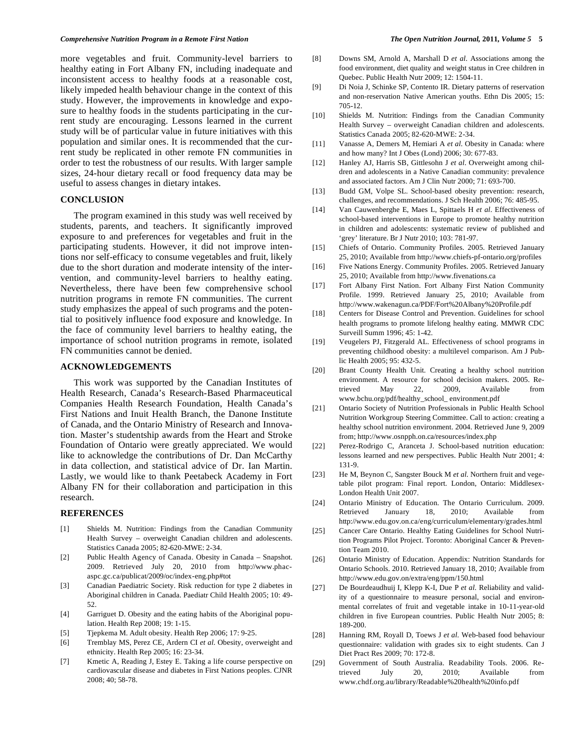more vegetables and fruit. Community-level barriers to healthy eating in Fort Albany FN, including inadequate and inconsistent access to healthy foods at a reasonable cost, likely impeded health behaviour change in the context of this study. However, the improvements in knowledge and exposure to healthy foods in the students participating in the current study are encouraging. Lessons learned in the current study will be of particular value in future initiatives with this population and similar ones. It is recommended that the current study be replicated in other remote FN communities in order to test the robustness of our results. With larger sample sizes, 24-hour dietary recall or food frequency data may be useful to assess changes in dietary intakes.

## CONCLUSION

The program examined in this study was well received by students, parents, and teachers. It significantly improved exposure to and preferences for vegetables and fruit in the participating students. However, it did not improve intentions nor self-efficacy to consume vegetables and fruit, likely due to the short duration and moderate intensity of the intervention, and community-level barriers to healthy eating. Nevertheless, there have been few comprehensive school nutrition programs in remote FN communities. The current study emphasizes the appeal of such programs and the potential to positively influence food exposure and knowledge. In the face of community level barriers to healthy eating, the importance of school nutrition programs in remote, isolated FN communities cannot be denied.

## ACKNOWLEDGEMENTS

This work was supported by the Canadian Institutes of Health Research, Canada's Research-Based Pharmaceutical Companies Health Research Foundation, Health Canada's First Nations and Inuit Health Branch, the Danone Institute of Canada, and the Ontario Ministry of Research and Innovation. Master's studentship awards from the Heart and Stroke Foundation of Ontario were greatly appreciated. We would like to acknowledge the contributions of Dr. Dan McCarthy in data collection, and statistical advice of Dr. Ian Martin. Lastly, we would like to thank Peetabeck Academy in Fort Albany FN for their collaboration and participation in this research.

## REFERENCES

[1] Shields M. Nutrition: Findings from the Canadian Community Health Survey – overweight Canadian children and adolescents. Statistics Canada 2005; 82-620-MWE: 2-34.

[2] Public Health Agency of Canada. Obesity in Canada – Snapshot. 2009. Retrieved July 20, 2010 from http://www.phac-aspc.gc.ca/publicat/2009/oc/index-eng.php#tot

[3] Canadian Paediatric Society. Risk reduction for type 2 diabetes in Aboriginal children in Canada. Paediatr Child Health 2005; 10: 49-52.

[4] Garriguet D. Obesity and the eating habits of the Aboriginal population. Health Rep 2008; 19: 1-15.

[5] Tjepkema M. Adult obesity. Health Rep 2006; 17: 9-25.

[6] Tremblay MS, Perez CE, Ardern CI *et al*. Obesity, overweight and ethnicity. Health Rep 2005; 16: 23-34.

[7] Kmetic A, Reading J, Estey E. Taking a life course perspective on cardiovascular disease and diabetes in First Nations peoples. CJNR 2008; 40; 58-78.

[8] Downs SM, Arnold A, Marshall D *et al*. Associations among the food environment, diet quality and weight status in Cree children in Quebec. Public Health Nutr 2009; 12: 1504-11.

[9] Di Noia J, Schinke SP, Contento IR. Dietary patterns of reservation and non-reservation Native American youths. Ethn Dis 2005; 15: 705-12.

[10] Shields M. Nutrition: Findings from the Canadian Community Health Survey – overweight Canadian children and adolescents. Statistics Canada 2005; 82-620-MWE: 2-34.

[11] Vanasse A, Demers M, Hemiari A *et al*. Obesity in Canada: where and how many? Int J Obes (Lond) 2006; 30: 677-83.

[12] Hanley AJ, Harris SB, Gittlesohn J *et al*. Overweight among children and adolescents in a Native Canadian community: prevalence and associated factors. Am J Clin Nutr 2000; 71: 693-700.

[13] Budd GM, Volpe SL. School-based obesity prevention: research, challenges, and recommendations. J Sch Health 2006; 76: 485-95.

[14] Van Cauwenberghe E, Maes L, Spittaels H *et al*. Effectiveness of school-based interventions in Europe to promote healthy nutrition in children and adolescents: systematic review of published and 'grey' literature. Br J Nutr 2010; 103: 781-97.

[15] Chiefs of Ontario. Community Profiles. 2005. Retrieved January 25, 2010; Available from http://www.chiefs-pf-ontario.org/profiles

[16] Five Nations Energy. Community Profiles. 2005. Retrieved January 25, 2010; Available from http://www.fivenations.ca

[17] Fort Albany First Nation. Fort Albany First Nation Community Profile. 1999. Retrieved January 25, 2010; Available from http://www.wakenagun.ca/PDF/Fort%20Albany%20Profile.pdf

[18] Centers for Disease Control and Prevention. Guidelines for school health programs to promote lifelong healthy eating. MMWR CDC Surveill Summ 1996; 45: 1-42.

[19] Veugelers PJ, Fitzgerald AL. Effectiveness of school programs in preventing childhood obesity: a multilevel comparison. Am J Public Health 2005; 95: 432-5.

[20] Brant County Health Unit. Creating a healthy school nutrition environment. A resource for school decision makers. 2005. Retrieved May 22, 2009, Available from www.bchu.org/pdf/healthy_school_ environment.pdf

[21] Ontario Society of Nutrition Professionals in Public Health School Nutrition Workgroup Steering Committee. Call to action: creating a healthy school nutrition environment. 2004. Retrieved June 9, 2009 from; http://www.osnpph.on.ca/resources/index.php

[22] Perez-Rodrigo C, Aranceta J. School-based nutrition education: lessons learned and new perspectives. Public Health Nutr 2001; 4: 131-9.

[23] He M, Beynon C, Sangster Bouck M *et al*. Northern fruit and vegetable pilot program: Final report. London, Ontario: Middlesex-London Health Unit 2007.

[24] Ontario Ministry of Education. The Ontario Curriculum. 2009. Retrieved January 18, 2010; Available from http://www.edu.gov.on.ca/eng/curriculum/elementary/grades.html

[25] Cancer Care Ontario. Healthy Eating Guidelines for School Nutrition Programs Pilot Project. Toronto: Aboriginal Cancer & Prevention Team 2010.

[26] Ontario Ministry of Education. Appendix: Nutrition Standards for Ontario Schools. 2010. Retrieved January 18, 2010; Available from http://www.edu.gov.on.ca/extra/eng/ppm/150.html

[27] De Bourdeaudhuij I, Klepp K-I, Due P *et al*. Reliability and validity of a questionnaire to measure personal, social and environmental correlates of fruit and vegetable intake in 10-11-year-old children in five European countries. Public Health Nutr 2005; 8: 189-200.

[28] Hanning RM, Royall D, Toews J *et al*. Web-based food behaviour questionnaire: validation with grades six to eight students. Can J Diet Pract Res 2009; 70: 172-8.

[29] Government of South Australia. Readability Tools. 2006. Retrieved July 20, 2010; Available from www.chdf.org.au/library/Readable%20health%20info.pdf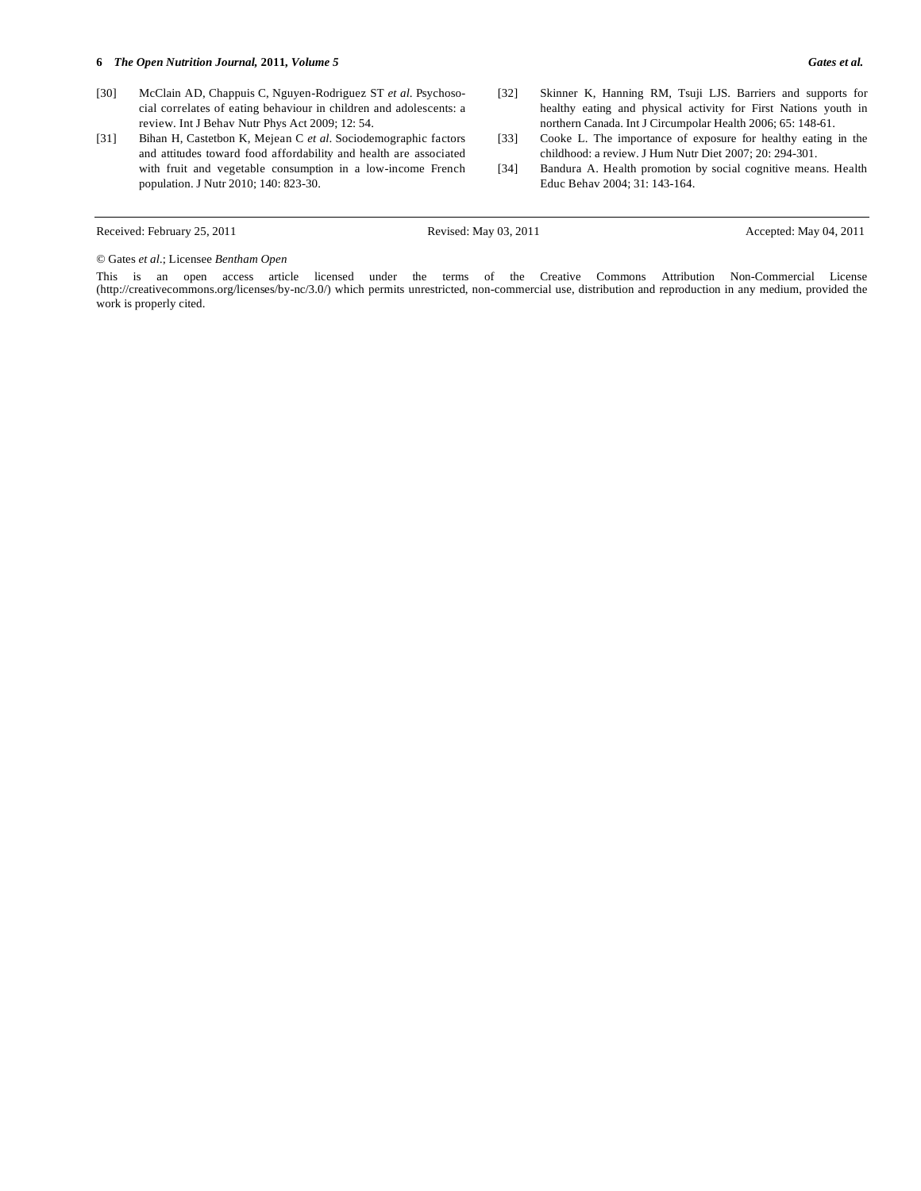[30] McClain AD, Chappuis C, Nguyen-Rodriguez ST *et al*. Psychosocial correlates of eating behaviour in children and adolescents: a review. Int J Behav Nutr Phys Act 2009; 12: 54.

[31] Bihan H, Castetbon K, Mejean C *et al*. Sociodemographic factors and attitudes toward food affordability and health are associated with fruit and vegetable consumption in a low-income French population. J Nutr 2010; 140: 823-30.

[32] Skinner K, Hanning RM, Tsuji LJS. Barriers and supports for healthy eating and physical activity for First Nations youth in northern Canada. Int J Circumpolar Health 2006; 65: 148-61.

[33] Cooke L. The importance of exposure for healthy eating in the childhood: a review. J Hum Nutr Diet 2007; 20: 294-301.

[34] Bandura A. Health promotion by social cognitive means. Health Educ Behav 2004; 31: 143-164.

---

Received: February 25, 2011 Revised: May 03, 2011 Accepted: May 04, 2011

© Gates *et al*.; Licensee *Bentham Open*

This is an open access article licensed under the terms of the Creative Commons Attribution Non-Commercial License (http://creativecommons.org/licenses/by-nc/3.0/) which permits unrestricted, non-commercial use, distribution and reproduction in any medium, provided the work is properly cited.